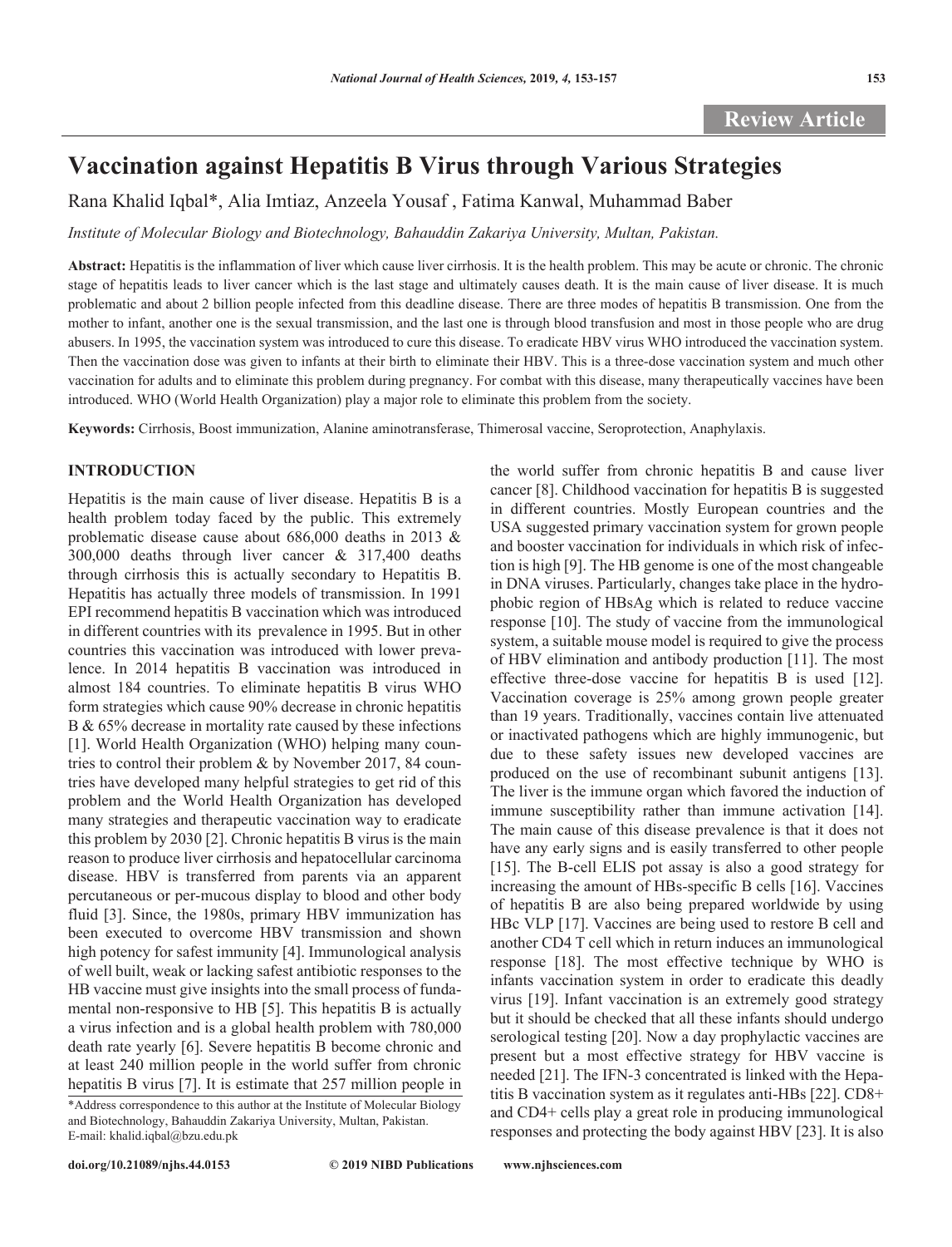Review Article

# Vaccination against Hepatitis B Virus through Various Strategies

Rana Khalid Iqbal*, Alia Imtiaz, Anzeela Yousaf , Fatima Kanwal, Muhammad Baber

*Institute of Molecular Biology and Biotechnology, Bahauddin Zakariya University, Multan, Pakistan.*

**Abstract:** Hepatitis is the inflammation of liver which cause liver cirrhosis. It is the health problem. This may be acute or chronic. The chronic stage of hepatitis leads to liver cancer which is the last stage and ultimately causes death. It is the main cause of liver disease. It is much problematic and about 2 billion people infected from this deadline disease. There are three modes of hepatitis B transmission. One from the mother to infant, another one is the sexual transmission, and the last one is through blood transfusion and most in those people who are drug abusers. In 1995, the vaccination system was introduced to cure this disease. To eradicate HBV virus WHO introduced the vaccination system. Then the vaccination dose was given to infants at their birth to eliminate their HBV. This is a three-dose vaccination system and much other vaccination for adults and to eliminate this problem during pregnancy. For combat with this disease, many therapeutically vaccines have been introduced. WHO (World Health Organization) play a major role to eliminate this problem from the society.

**Keywords:** Cirrhosis, Boost immunization, Alanine aminotransferase, Thimerosal vaccine, Seroprotection, Anaphylaxis.

## INTRODUCTION

Hepatitis is the main cause of liver disease. Hepatitis B is a health problem today faced by the public. This extremely problematic disease cause about 686,000 deaths in 2013 & 300,000 deaths through liver cancer & 317,400 deaths through cirrhosis this is actually secondary to Hepatitis B. Hepatitis has actually three models of transmission. In 1991 EPI recommend hepatitis B vaccination which was introduced in different countries with its prevalence in 1995. But in other countries this vaccination was introduced with lower prevalence. In 2014 hepatitis B vaccination was introduced in almost 184 countries. To eliminate hepatitis B virus WHO form strategies which cause 90% decrease in chronic hepatitis B & 65% decrease in mortality rate caused by these infections [1]. World Health Organization (WHO) helping many countries to control their problem & by November 2017, 84 countries have developed many helpful strategies to get rid of this problem and the World Health Organization has developed many strategies and therapeutic vaccination way to eradicate this problem by 2030 [2]. Chronic hepatitis B virus is the main reason to produce liver cirrhosis and hepatocellular carcinoma disease. HBV is transferred from parents via an apparent percutaneous or per-mucous display to blood and other body fluid [3]. Since, the 1980s, primary HBV immunization has been executed to overcome HBV transmission and shown high potency for safest immunity [4]. Immunological analysis of well built, weak or lacking safest antibiotic responses to the HB vaccine must give insights into the small process of fundamental non-responsive to HB [5]. This hepatitis B is actually a virus infection and is a global health problem with 780,000 death rate yearly [6]. Severe hepatitis B become chronic and at least 240 million people in the world suffer from chronic hepatitis B virus [7]. It is estimate that 257 million people in the world suffer from chronic hepatitis B and cause liver cancer [8]. Childhood vaccination for hepatitis B is suggested in different countries. Mostly European countries and the USA suggested primary vaccination system for grown people and booster vaccination for individuals in which risk of infection is high [9]. The HB genome is one of the most changeable in DNA viruses. Particularly, changes take place in the hydrophobic region of HBsAg which is related to reduce vaccine response [10]. The study of vaccine from the immunological system, a suitable mouse model is required to give the process of HBV elimination and antibody production [11]. The most effective three-dose vaccine for hepatitis B is used [12]. Vaccination coverage is 25% among grown people greater than 19 years. Traditionally, vaccines contain live attenuated or inactivated pathogens which are highly immunogenic, but due to these safety issues new developed vaccines are produced on the use of recombinant subunit antigens [13]. The liver is the immune organ which favored the induction of immune susceptibility rather than immune activation [14]. The main cause of this disease prevalence is that it does not have any early signs and is easily transferred to other people [15]. The B-cell ELIS pot assay is also a good strategy for increasing the amount of HBs-specific B cells [16]. Vaccines of hepatitis B are also being prepared worldwide by using HBc VLP [17]. Vaccines are being used to restore B cell and another CD4 T cell which in return induces an immunological response [18]. The most effective technique by WHO is infants vaccination system in order to eradicate this deadly virus [19]. Infant vaccination is an extremely good strategy but it should be checked that all these infants should undergo serological testing [20]. Now a day prophylactic vaccines are present but a most effective strategy for HBV vaccine is needed [21]. The IFN-3 concentrated is linked with the Hepatitis B vaccination system as it regulates anti-HBs [22]. CD8+ and CD4+ cells play a great role in producing immunological responses and protecting the body against HBV [23]. It is also

*Address correspondence to this author at the Institute of Molecular Biology and Biotechnology, Bahauddin Zakariya University, Multan, Pakistan. E-mail: khalid.iqbal@bzu.edu.pk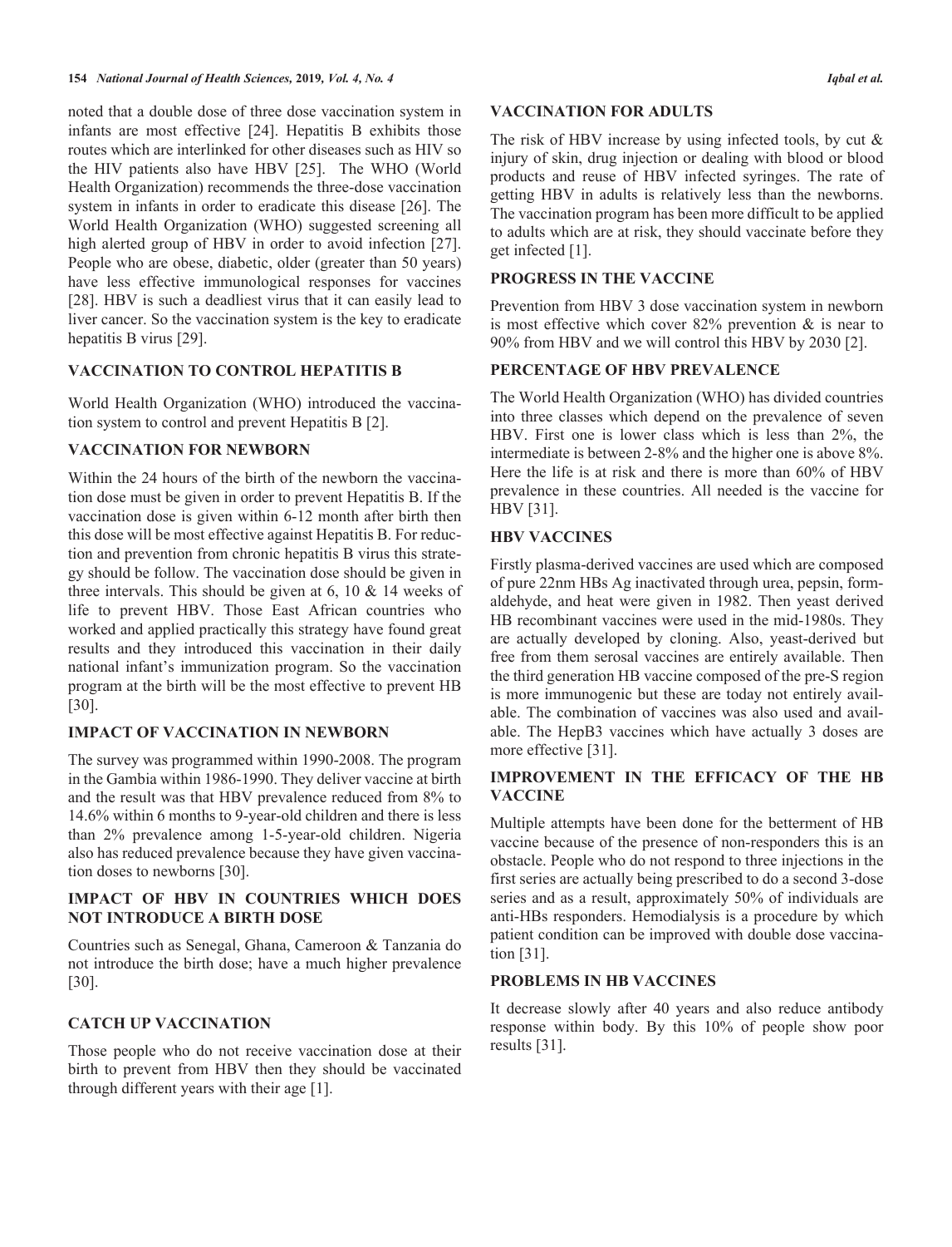noted that a double dose of three dose vaccination system in infants are most effective [24]. Hepatitis B exhibits those routes which are interlinked for other diseases such as HIV so the HIV patients also have HBV [25]. The WHO (World Health Organization) recommends the three-dose vaccination system in infants in order to eradicate this disease [26]. The World Health Organization (WHO) suggested screening all high alerted group of HBV in order to avoid infection [27]. People who are obese, diabetic, older (greater than 50 years) have less effective immunological responses for vaccines [28]. HBV is such a deadliest virus that it can easily lead to liver cancer. So the vaccination system is the key to eradicate hepatitis B virus [29].

## VACCINATION TO CONTROL HEPATITIS B

World Health Organization (WHO) introduced the vaccination system to control and prevent Hepatitis B [2].

## VACCINATION FOR NEWBORN

Within the 24 hours of the birth of the newborn the vaccination dose must be given in order to prevent Hepatitis B. If the vaccination dose is given within 6-12 month after birth then this dose will be most effective against Hepatitis B. For reduction and prevention from chronic hepatitis B virus this strategy should be follow. The vaccination dose should be given in three intervals. This should be given at 6, 10 & 14 weeks of life to prevent HBV. Those East African countries who worked and applied practically this strategy have found great results and they introduced this vaccination in their daily national infant's immunization program. So the vaccination program at the birth will be the most effective to prevent HB [30].

## IMPACT OF VACCINATION IN NEWBORN

The survey was programmed within 1990-2008. The program in the Gambia within 1986-1990. They deliver vaccine at birth and the result was that HBV prevalence reduced from 8% to 14.6% within 6 months to 9-year-old children and there is less than 2% prevalence among 1-5-year-old children. Nigeria also has reduced prevalence because they have given vaccination doses to newborns [30].

## IMPACT OF HBV IN COUNTRIES WHICH DOES NOT INTRODUCE A BIRTH DOSE

Countries such as Senegal, Ghana, Cameroon & Tanzania do not introduce the birth dose; have a much higher prevalence [30].

## CATCH UP VACCINATION

Those people who do not receive vaccination dose at their birth to prevent from HBV then they should be vaccinated through different years with their age [1].

## VACCINATION FOR ADULTS

The risk of HBV increase by using infected tools, by cut & injury of skin, drug injection or dealing with blood or blood products and reuse of HBV infected syringes. The rate of getting HBV in adults is relatively less than the newborns. The vaccination program has been more difficult to be applied to adults which are at risk, they should vaccinate before they get infected [1].

## PROGRESS IN THE VACCINE

Prevention from HBV 3 dose vaccination system in newborn is most effective which cover 82% prevention & is near to 90% from HBV and we will control this HBV by 2030 [2].

## PERCENTAGE OF HBV PREVALENCE

The World Health Organization (WHO) has divided countries into three classes which depend on the prevalence of seven HBV. First one is lower class which is less than 2%, the intermediate is between 2-8% and the higher one is above 8%. Here the life is at risk and there is more than 60% of HBV prevalence in these countries. All needed is the vaccine for HBV [31].

## HBV VACCINES

Firstly plasma-derived vaccines are used which are composed of pure 22nm HBs Ag inactivated through urea, pepsin, formaldehyde, and heat were given in 1982. Then yeast derived HB recombinant vaccines were used in the mid-1980s. They are actually developed by cloning. Also, yeast-derived but free from them serosal vaccines are entirely available. Then the third generation HB vaccine composed of the pre-S region is more immunogenic but these are today not entirely available. The combination of vaccines was also used and available. The HepB3 vaccines which have actually 3 doses are more effective [31].

## IMPROVEMENT IN THE EFFICACY OF THE HB VACCINE

Multiple attempts have been done for the betterment of HB vaccine because of the presence of non-responders this is an obstacle. People who do not respond to three injections in the first series are actually being prescribed to do a second 3-dose series and as a result, approximately 50% of individuals are anti-HBs responders. Hemodialysis is a procedure by which patient condition can be improved with double dose vaccination [31].

## PROBLEMS IN HB VACCINES

It decrease slowly after 40 years and also reduce antibody response within body. By this 10% of people show poor results [31].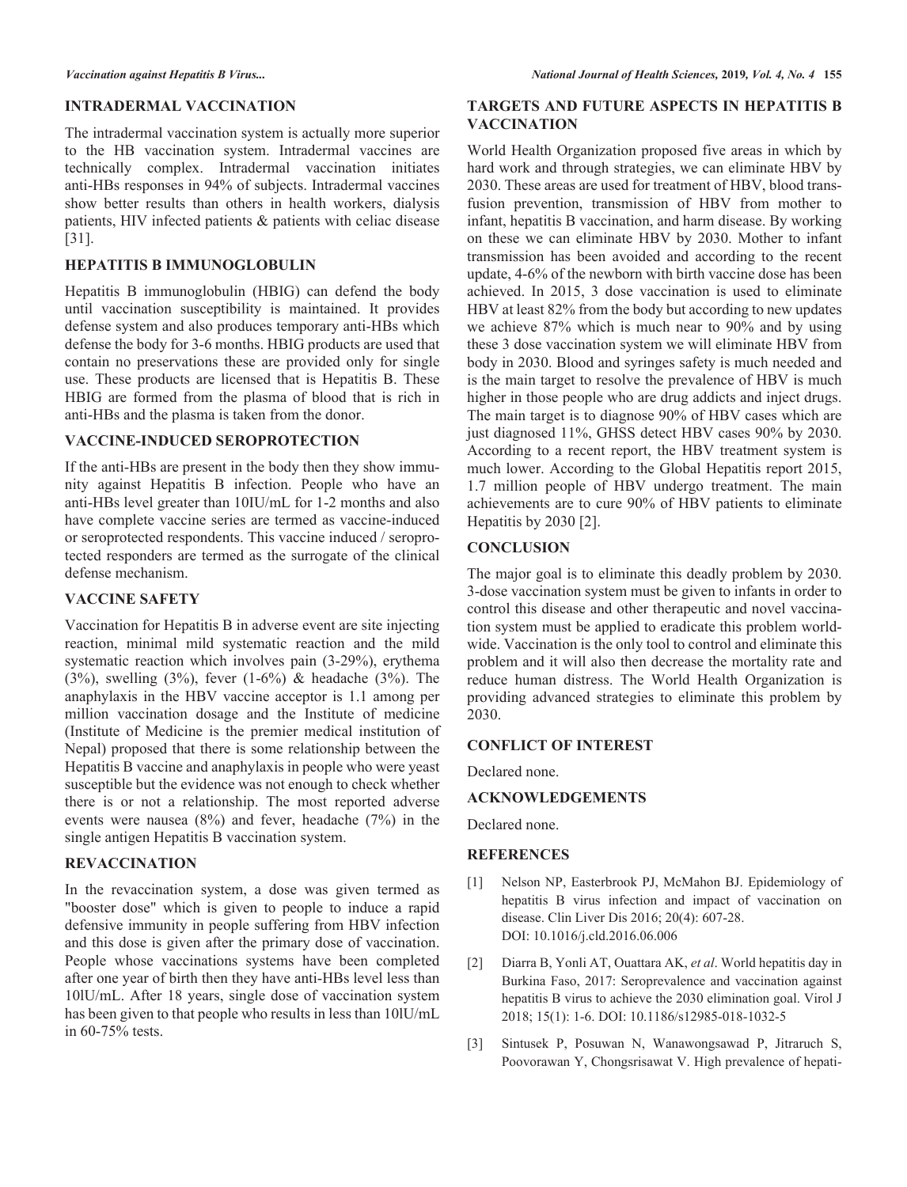## INTRADERMAL VACCINATION

The intradermal vaccination system is actually more superior to the HB vaccination system. Intradermal vaccines are technically complex. Intradermal vaccination initiates anti-HBs responses in 94% of subjects. Intradermal vaccines show better results than others in health workers, dialysis patients, HIV infected patients & patients with celiac disease [31].

## HEPATITIS B IMMUNOGLOBULIN

Hepatitis B immunoglobulin (HBIG) can defend the body until vaccination susceptibility is maintained. It provides defense system and also produces temporary anti-HBs which defense the body for 3-6 months. HBIG products are used that contain no preservations these are provided only for single use. These products are licensed that is Hepatitis B. These HBIG are formed from the plasma of blood that is rich in anti-HBs and the plasma is taken from the donor.

## VACCINE-INDUCED SEROPROTECTION

If the anti-HBs are present in the body then they show immunity against Hepatitis B infection. People who have an anti-HBs level greater than 10IU/mL for 1-2 months and also have complete vaccine series are termed as vaccine-induced or seroprotected respondents. This vaccine induced / seroprotected responders are termed as the surrogate of the clinical defense mechanism.

## VACCINE SAFETY

Vaccination for Hepatitis B in adverse event are site injecting reaction, minimal mild systematic reaction and the mild systematic reaction which involves pain (3-29%), erythema (3%), swelling (3%), fever (1-6%) & headache (3%). The anaphylaxis in the HBV vaccine acceptor is 1.1 among per million vaccination dosage and the Institute of medicine (Institute of Medicine is the premier medical institution of Nepal) proposed that there is some relationship between the Hepatitis B vaccine and anaphylaxis in people who were yeast susceptible but the evidence was not enough to check whether there is or not a relationship. The most reported adverse events were nausea (8%) and fever, headache (7%) in the single antigen Hepatitis B vaccination system.

## REVACCINATION

In the revaccination system, a dose was given termed as "booster dose" which is given to people to induce a rapid defensive immunity in people suffering from HBV infection and this dose is given after the primary dose of vaccination. People whose vaccinations systems have been completed after one year of birth then they have anti-HBs level less than 10lU/mL. After 18 years, single dose of vaccination system has been given to that people who results in less than 10lU/mL in 60-75% tests.

## TARGETS AND FUTURE ASPECTS IN HEPATITIS B VACCINATION

World Health Organization proposed five areas in which by hard work and through strategies, we can eliminate HBV by 2030. These areas are used for treatment of HBV, blood transfusion prevention, transmission of HBV from mother to infant, hepatitis B vaccination, and harm disease. By working on these we can eliminate HBV by 2030. Mother to infant transmission has been avoided and according to the recent update, 4-6% of the newborn with birth vaccine dose has been achieved. In 2015, 3 dose vaccination is used to eliminate HBV at least 82% from the body but according to new updates we achieve 87% which is much near to 90% and by using these 3 dose vaccination system we will eliminate HBV from body in 2030. Blood and syringes safety is much needed and is the main target to resolve the prevalence of HBV is much higher in those people who are drug addicts and inject drugs. The main target is to diagnose 90% of HBV cases which are just diagnosed 11%, GHSS detect HBV cases 90% by 2030. According to a recent report, the HBV treatment system is much lower. According to the Global Hepatitis report 2015, 1.7 million people of HBV undergo treatment. The main achievements are to cure 90% of HBV patients to eliminate Hepatitis by 2030 [2].

## CONCLUSION

The major goal is to eliminate this deadly problem by 2030. 3-dose vaccination system must be given to infants in order to control this disease and other therapeutic and novel vaccination system must be applied to eradicate this problem worldwide. Vaccination is the only tool to control and eliminate this problem and it will also then decrease the mortality rate and reduce human distress. The World Health Organization is providing advanced strategies to eliminate this problem by 2030.

## CONFLICT OF INTEREST

Declared none.

## ACKNOWLEDGEMENTS

Declared none.

## REFERENCES

[1] Nelson NP, Easterbrook PJ, McMahon BJ. Epidemiology of hepatitis B virus infection and impact of vaccination on disease. Clin Liver Dis 2016; 20(4): 607-28. DOI: 10.1016/j.cld.2016.06.006

[2] Diarra B, Yonli AT, Ouattara AK, *et al*. World hepatitis day in Burkina Faso, 2017: Seroprevalence and vaccination against hepatitis B virus to achieve the 2030 elimination goal. Virol J 2018; 15(1): 1-6. DOI: 10.1186/s12985-018-1032-5

[3] Sintusek P, Posuwan N, Wanawongsawad P, Jitraruch S, Poovorawan Y, Chongsrisawat V. High prevalence of hepati-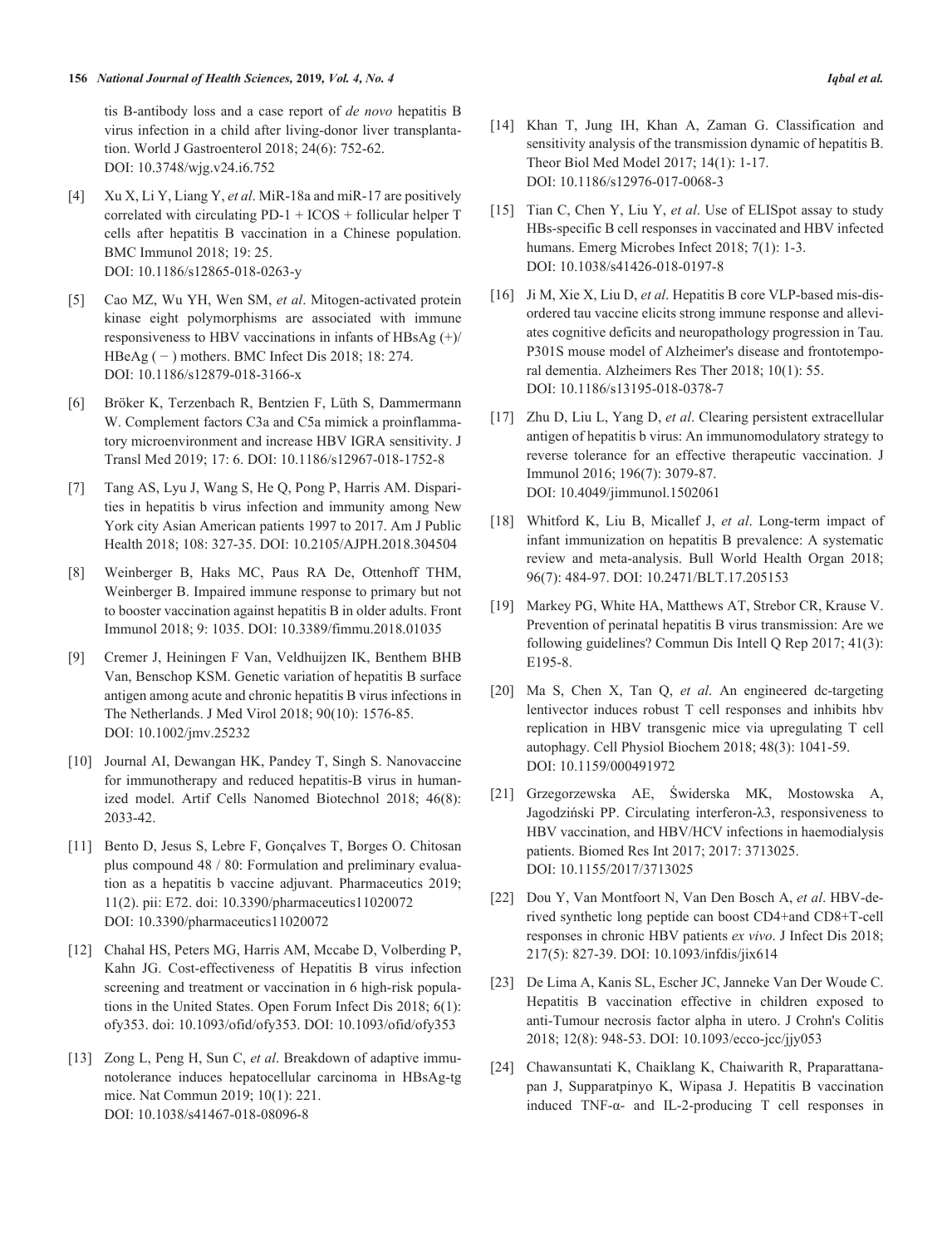tis B-antibody loss and a case report of *de novo* hepatitis B virus infection in a child after living-donor liver transplantation. World J Gastroenterol 2018; 24(6): 752-62. DOI: 10.3748/wjg.v24.i6.752

[4] Xu X, Li Y, Liang Y, *et al*. MiR-18a and miR-17 are positively correlated with circulating PD-1 + ICOS + follicular helper T cells after hepatitis B vaccination in a Chinese population. BMC Immunol 2018; 19: 25. DOI: 10.1186/s12865-018-0263-y

[5] Cao MZ, Wu YH, Wen SM, *et al*. Mitogen-activated protein kinase eight polymorphisms are associated with immune responsiveness to HBV vaccinations in infants of HBsAg (+)/ HBeAg ( − ) mothers. BMC Infect Dis 2018; 18: 274. DOI: 10.1186/s12879-018-3166-x

[6] Bröker K, Terzenbach R, Bentzien F, Lüth S, Dammermann W. Complement factors C3a and C5a mimick a proinflammatory microenvironment and increase HBV IGRA sensitivity. J Transl Med 2019; 17: 6. DOI: 10.1186/s12967-018-1752-8

[7] Tang AS, Lyu J, Wang S, He Q, Pong P, Harris AM. Disparities in hepatitis b virus infection and immunity among New York city Asian American patients 1997 to 2017. Am J Public Health 2018; 108: 327-35. DOI: 10.2105/AJPH.2018.304504

[8] Weinberger B, Haks MC, Paus RA De, Ottenhoff THM, Weinberger B. Impaired immune response to primary but not to booster vaccination against hepatitis B in older adults. Front Immunol 2018; 9: 1035. DOI: 10.3389/fimmu.2018.01035

[9] Cremer J, Heiningen F Van, Veldhuijzen IK, Benthem BHB Van, Benschop KSM. Genetic variation of hepatitis B surface antigen among acute and chronic hepatitis B virus infections in The Netherlands. J Med Virol 2018; 90(10): 1576-85. DOI: 10.1002/jmv.25232

[10] Journal AI, Dewangan HK, Pandey T, Singh S. Nanovaccine for immunotherapy and reduced hepatitis-B virus in humanized model. Artif Cells Nanomed Biotechnol 2018; 46(8): 2033-42.

[11] Bento D, Jesus S, Lebre F, Gonçalves T, Borges O. Chitosan plus compound 48 / 80: Formulation and preliminary evaluation as a hepatitis b vaccine adjuvant. Pharmaceutics 2019; 11(2). pii: E72. doi: 10.3390/pharmaceutics11020072 DOI: 10.3390/pharmaceutics11020072

[12] Chahal HS, Peters MG, Harris AM, Mccabe D, Volberding P, Kahn JG. Cost-effectiveness of Hepatitis B virus infection screening and treatment or vaccination in 6 high-risk populations in the United States. Open Forum Infect Dis 2018; 6(1): ofy353. doi: 10.1093/ofid/ofy353. DOI: 10.1093/ofid/ofy353

[13] Zong L, Peng H, Sun C, *et al*. Breakdown of adaptive immunotolerance induces hepatocellular carcinoma in HBsAg-tg mice. Nat Commun 2019; 10(1): 221. DOI: 10.1038/s41467-018-08096-8

[14] Khan T, Jung IH, Khan A, Zaman G. Classification and sensitivity analysis of the transmission dynamic of hepatitis B. Theor Biol Med Model 2017; 14(1): 1-17. DOI: 10.1186/s12976-017-0068-3

[15] Tian C, Chen Y, Liu Y, *et al*. Use of ELISpot assay to study HBs-specific B cell responses in vaccinated and HBV infected humans. Emerg Microbes Infect 2018; 7(1): 1-3. DOI: 10.1038/s41426-018-0197-8

[16] Ji M, Xie X, Liu D, *et al*. Hepatitis B core VLP-based mis-disordered tau vaccine elicits strong immune response and alleviates cognitive deficits and neuropathology progression in Tau. P301S mouse model of Alzheimer's disease and frontotemporal dementia. Alzheimers Res Ther 2018; 10(1): 55. DOI: 10.1186/s13195-018-0378-7

[17] Zhu D, Liu L, Yang D, *et al*. Clearing persistent extracellular antigen of hepatitis b virus: An immunomodulatory strategy to reverse tolerance for an effective therapeutic vaccination. J Immunol 2016; 196(7): 3079-87. DOI: 10.4049/jimmunol.1502061

[18] Whitford K, Liu B, Micallef J, *et al*. Long-term impact of infant immunization on hepatitis B prevalence: A systematic review and meta-analysis. Bull World Health Organ 2018; 96(7): 484-97. DOI: 10.2471/BLT.17.205153

[19] Markey PG, White HA, Matthews AT, Strebor CR, Krause V. Prevention of perinatal hepatitis B virus transmission: Are we following guidelines? Commun Dis Intell Q Rep 2017; 41(3): E195-8.

[20] Ma S, Chen X, Tan Q, *et al*. An engineered dc-targeting lentivector induces robust T cell responses and inhibits hbv replication in HBV transgenic mice via upregulating T cell autophagy. Cell Physiol Biochem 2018; 48(3): 1041-59. DOI: 10.1159/000491972

[21] Grzegorzewska AE, Świderska MK, Mostowska A, Jagodziński PP. Circulating interferon-λ3, responsiveness to HBV vaccination, and HBV/HCV infections in haemodialysis patients. Biomed Res Int 2017; 2017: 3713025. DOI: 10.1155/2017/3713025

[22] Dou Y, Van Montfoort N, Van Den Bosch A, *et al*. HBV-derived synthetic long peptide can boost CD4+and CD8+T-cell responses in chronic HBV patients *ex vivo*. J Infect Dis 2018; 217(5): 827-39. DOI: 10.1093/infdis/jix614

[23] De Lima A, Kanis SL, Escher JC, Janneke Van Der Woude C. Hepatitis B vaccination effective in children exposed to anti-Tumour necrosis factor alpha in utero. J Crohn's Colitis 2018; 12(8): 948-53. DOI: 10.1093/ecco-jcc/jjy053

[24] Chawansuntati K, Chaiklang K, Chaiwarith R, Praparattanapan J, Supparatpinyo K, Wipasa J. Hepatitis B vaccination induced TNF-α- and IL-2-producing T cell responses in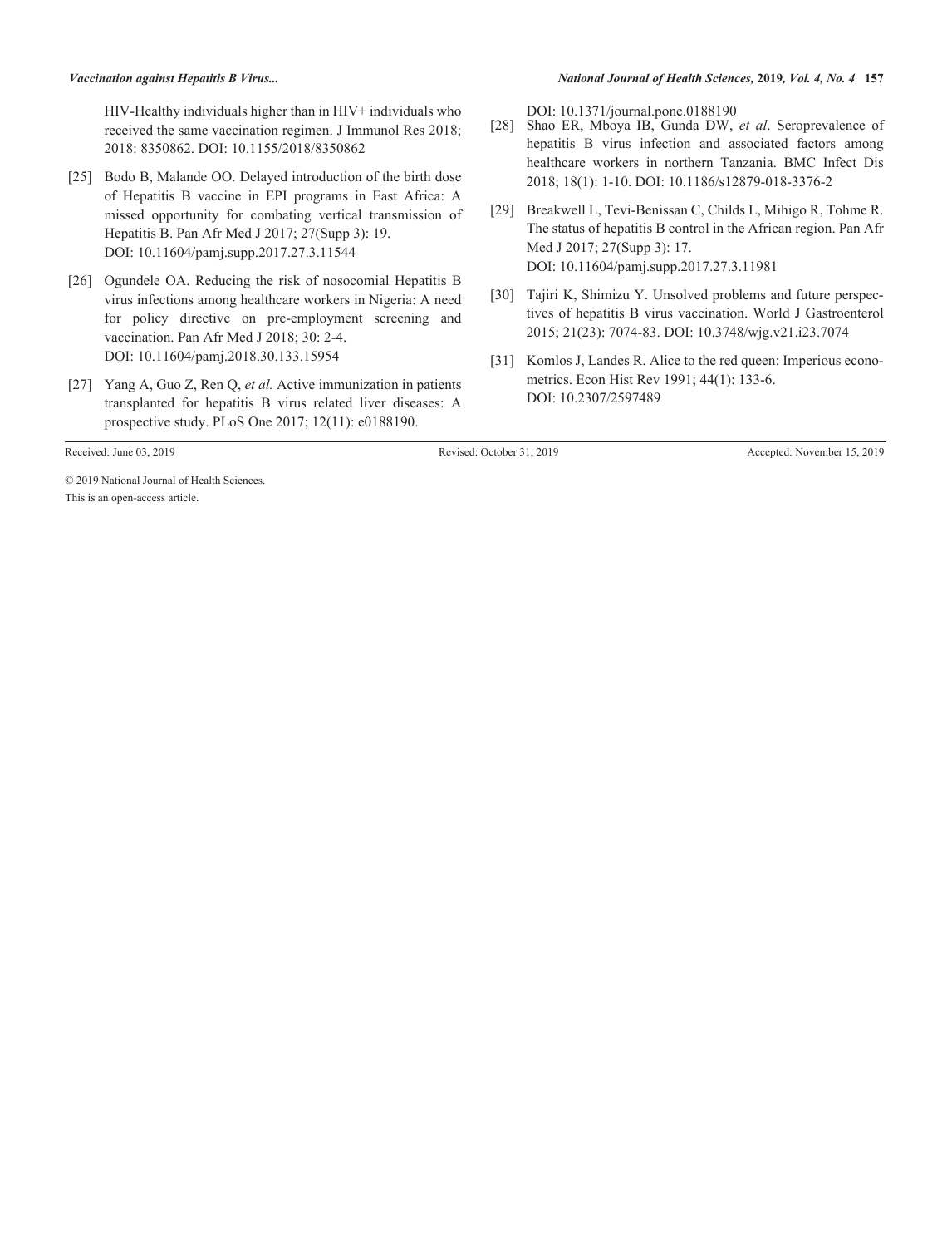HIV-Healthy individuals higher than in HIV+ individuals who received the same vaccination regimen. J Immunol Res 2018; 2018: 8350862. DOI: 10.1155/2018/8350862

[25] Bodo B, Malande OO. Delayed introduction of the birth dose of Hepatitis B vaccine in EPI programs in East Africa: A missed opportunity for combating vertical transmission of Hepatitis B. Pan Afr Med J 2017; 27(Supp 3): 19. DOI: 10.11604/pamj.supp.2017.27.3.11544

[26] Ogundele OA. Reducing the risk of nosocomial Hepatitis B virus infections among healthcare workers in Nigeria: A need for policy directive on pre-employment screening and vaccination. Pan Afr Med J 2018; 30: 2-4. DOI: 10.11604/pamj.2018.30.133.15954

[27] Yang A, Guo Z, Ren Q, *et al.* Active immunization in patients transplanted for hepatitis B virus related liver diseases: A prospective study. PLoS One 2017; 12(11): e0188190. DOI: 10.1371/journal.pone.0188190

[28] Shao ER, Mboya IB, Gunda DW, *et al*. Seroprevalence of hepatitis B virus infection and associated factors among healthcare workers in northern Tanzania. BMC Infect Dis 2018; 18(1): 1-10. DOI: 10.1186/s12879-018-3376-2

[29] Breakwell L, Tevi-Benissan C, Childs L, Mihigo R, Tohme R. The status of hepatitis B control in the African region. Pan Afr Med J 2017; 27(Supp 3): 17. DOI: 10.11604/pamj.supp.2017.27.3.11981

[30] Tajiri K, Shimizu Y. Unsolved problems and future perspectives of hepatitis B virus vaccination. World J Gastroenterol 2015; 21(23): 7074-83. DOI: 10.3748/wjg.v21.i23.7074

[31] Komlos J, Landes R. Alice to the red queen: Imperious econometrics. Econ Hist Rev 1991; 44(1): 133-6. DOI: 10.2307/2597489

Received: June 03, 2019 Revised: October 31, 2019 Accepted: November 15, 2019

© 2019 National Journal of Health Sciences.
This is an open-access article.